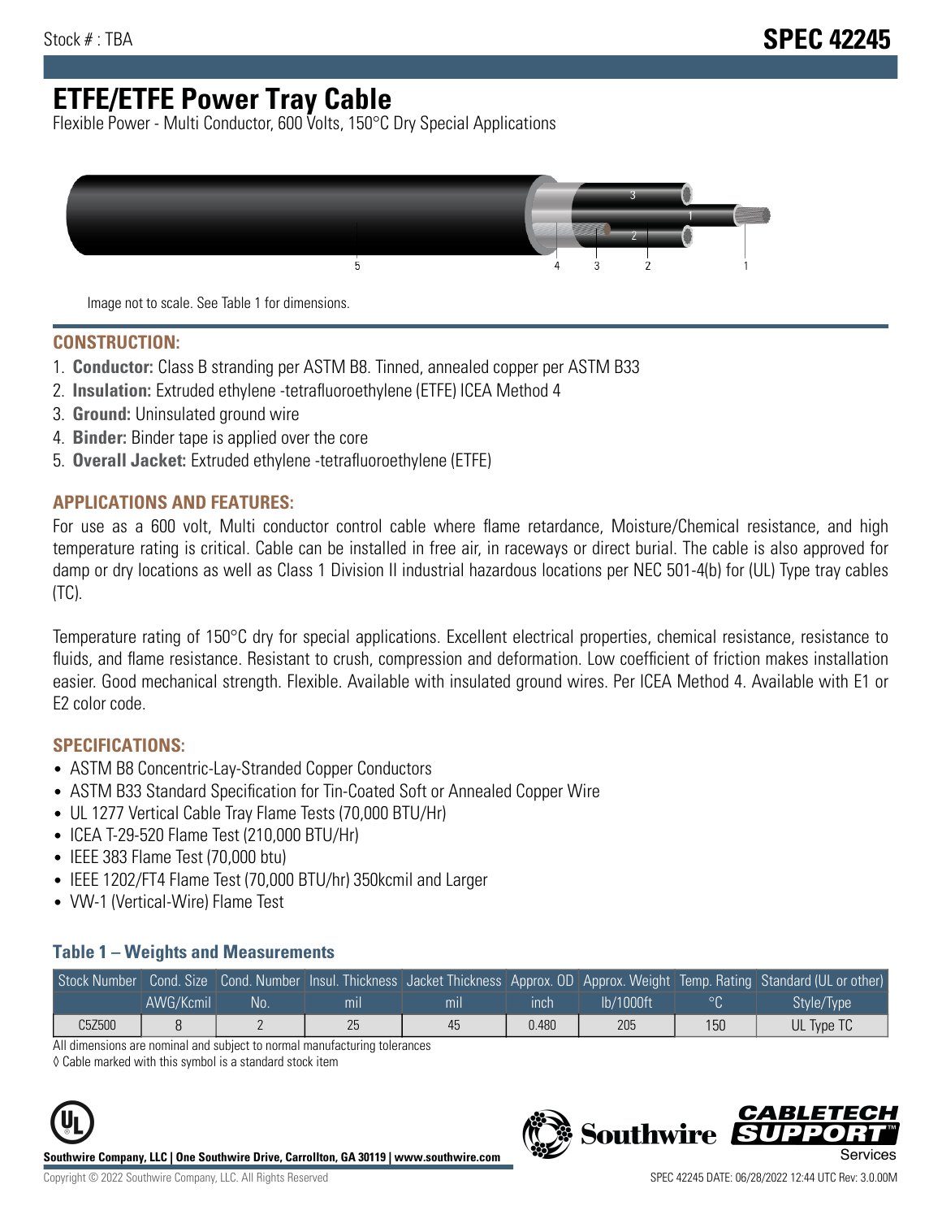Stock # : TBA

# SPEC 42245

# ETFE/ETFE Power Tray Cable

Flexible Power - Multi Conductor, 600 Volts, 150°C Dry Special Applications

Image not to scale. See Table 1 for dimensions.

## CONSTRUCTION:

1. **Conductor:** Class B stranding per ASTM B8. Tinned, annealed copper per ASTM B33
2. **Insulation:** Extruded ethylene -tetrafluoroethylene (ETFE) ICEA Method 4
3. **Ground:** Uninsulated ground wire
4. **Binder:** Binder tape is applied over the core
5. **Overall Jacket:** Extruded ethylene -tetrafluoroethylene (ETFE)

## APPLICATIONS AND FEATURES:

For use as a 600 volt, Multi conductor control cable where flame retardance, Moisture/Chemical resistance, and high temperature rating is critical. Cable can be installed in free air, in raceways or direct burial. The cable is also approved for damp or dry locations as well as Class 1 Division II industrial hazardous locations per NEC 501-4(b) for (UL) Type tray cables (TC).

Temperature rating of 150°C dry for special applications. Excellent electrical properties, chemical resistance, resistance to fluids, and flame resistance. Resistant to crush, compression and deformation. Low coefficient of friction makes installation easier. Good mechanical strength. Flexible. Available with insulated ground wires. Per ICEA Method 4. Available with E1 or E2 color code.

## SPECIFICATIONS:

- ASTM B8 Concentric-Lay-Stranded Copper Conductors
- ASTM B33 Standard Specification for Tin-Coated Soft or Annealed Copper Wire
- UL 1277 Vertical Cable Tray Flame Tests (70,000 BTU/Hr)
- ICEA T-29-520 Flame Test (210,000 BTU/Hr)
- IEEE 383 Flame Test (70,000 btu)
- IEEE 1202/FT4 Flame Test (70,000 BTU/hr) 350kcmil and Larger
- VW-1 (Vertical-Wire) Flame Test

### Table 1 – Weights and Measurements

| Stock Number | Cond. Size | Cond. Number | Insul. Thickness | Jacket Thickness | Approx. OD | Approx. Weight | Temp. Rating | Standard (UL or other) |
|---|---|---|---|---|---|---|---|---|
| | AWG/Kcmil | No. | mil | mil | inch | lb/1000ft | °C | Style/Type |
| C5Z500 | 8 | 2 | 25 | 45 | 0.480 | 205 | 150 | UL Type TC |

All dimensions are nominal and subject to normal manufacturing tolerances

◊ Cable marked with this symbol is a standard stock item

**Southwire Company, LLC | One Southwire Drive, Carrollton, GA 30119 | www.southwire.com**

Copyright © 2022 Southwire Company, LLC. All Rights Reserved

SPEC 42245 DATE: 06/28/2022 12:44 UTC Rev: 3.0.00M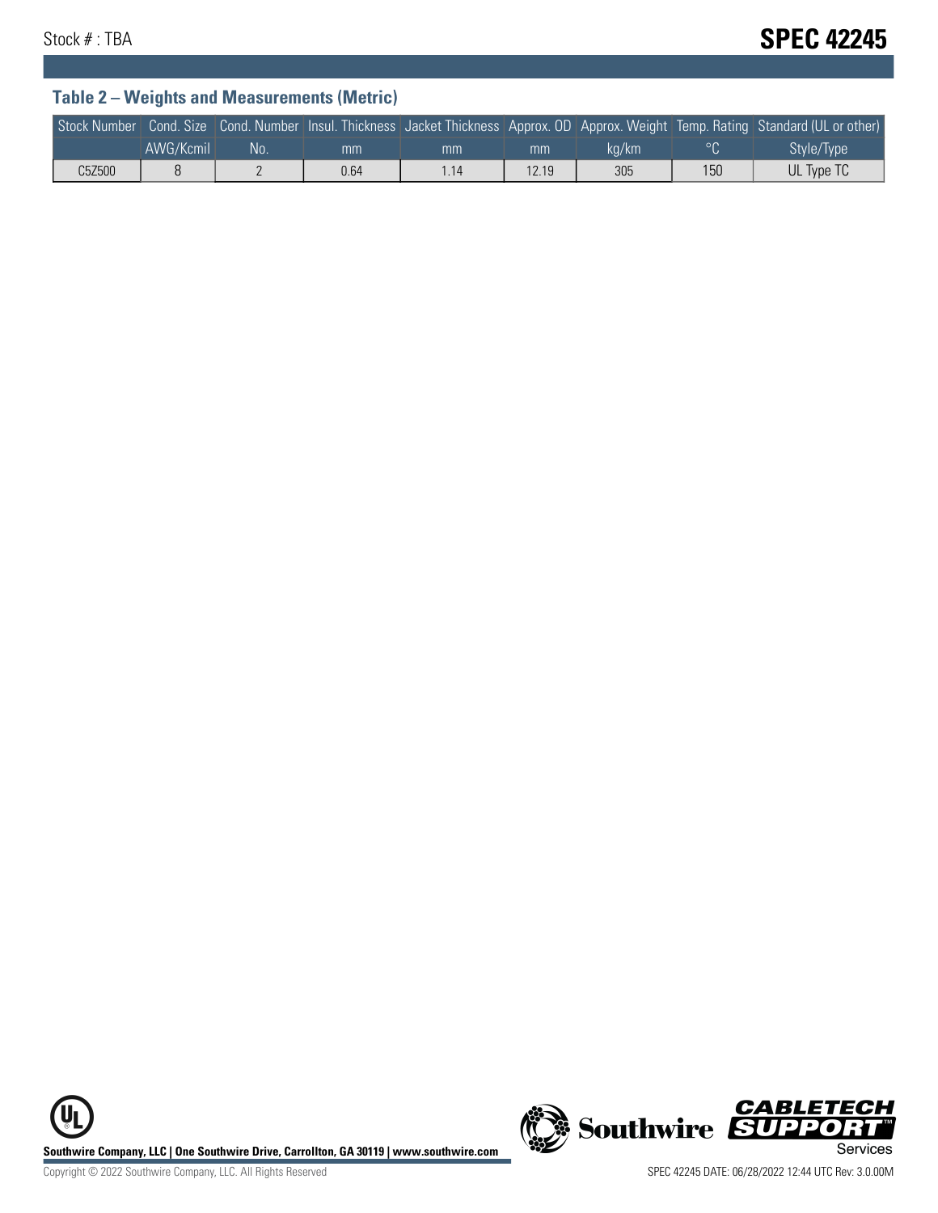### Table 2 – Weights and Measurements (Metric)

| Stock Number | Cond. Size | Cond. Number | Insul. Thickness | Jacket Thickness | Approx. OD | Approx. Weight | Temp. Rating | Standard (UL or other) |
|---|---|---|---|---|---|---|---|---|
| | AWG/Kcmil | No. | mm | mm | mm | kg/km | °C | Style/Type |
| C5Z500 | 8 | 2 | 0.64 | 1.14 | 12.19 | 305 | 150 | UL Type TC |

**Southwire Company, LLC | One Southwire Drive, Carrollton, GA 30119 | www.southwire.com**

Copyright © 2022 Southwire Company, LLC. All Rights Reserved

SPEC 42245 DATE: 06/28/2022 12:44 UTC Rev: 3.0.00M